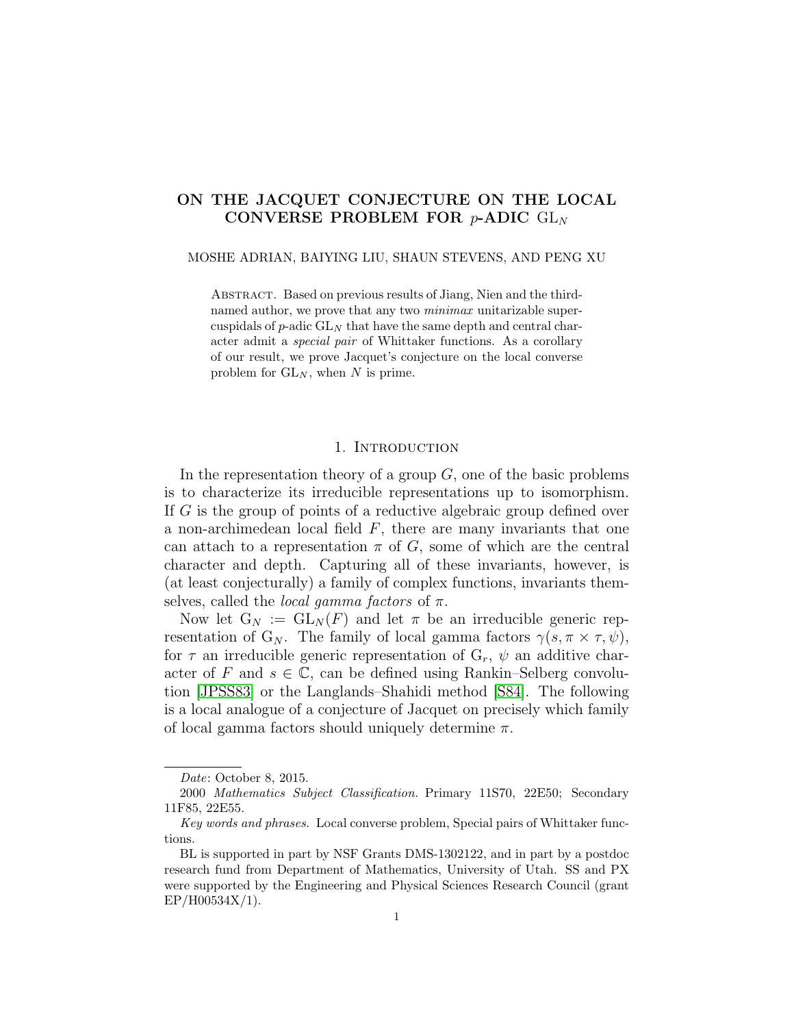# ON THE JACQUET CONJECTURE ON THE LOCAL CONVERSE PROBLEM FOR $p$-ADIC $\mathrm{GL}_N$

MOSHE ADRIAN, BAIYING LIU, SHAUN STEVENS, AND PENG XU

Abstract. Based on previous results of Jiang, Nien and the third-named author, we prove that any two *minimax* unitarizable supercuspidals of $p$-adic $\mathrm{GL}_N$ that have the same depth and central character admit a *special pair* of Whittaker functions. As a corollary of our result, we prove Jacquet's conjecture on the local converse problem for $\mathrm{GL}_N$, when $N$ is prime.

## 1. Introduction

In the representation theory of a group $G$, one of the basic problems is to characterize its irreducible representations up to isomorphism. If $G$ is the group of points of a reductive algebraic group defined over a non-archimedean local field $F$, there are many invariants that one can attach to a representation $\pi$ of $G$, some of which are the central character and depth. Capturing all of these invariants, however, is (at least conjecturally) a family of complex functions, invariants themselves, called the *local gamma factors* of $\pi$.

Now let $\mathrm{G}_N := \mathrm{GL}_N(F)$ and let $\pi$ be an irreducible generic representation of $\mathrm{G}_N$. The family of local gamma factors $\gamma(s, \pi \times \tau, \psi)$, for $\tau$ an irreducible generic representation of $\mathrm{G}_r$, $\psi$ an additive character of $F$ and $s \in \mathbb{C}$, can be defined using Rankin–Selberg convolution [JPSS83] or the Langlands–Shahidi method [S84]. The following is a local analogue of a conjecture of Jacquet on precisely which family of local gamma factors should uniquely determine $\pi$.

*Date*: October 8, 2015.

2000 *Mathematics Subject Classification.* Primary 11S70, 22E50; Secondary 11F85, 22E55.

*Key words and phrases.* Local converse problem, Special pairs of Whittaker functions.

BL is supported in part by NSF Grants DMS-1302122, and in part by a postdoc research fund from Department of Mathematics, University of Utah. SS and PX were supported by the Engineering and Physical Sciences Research Council (grant EP/H00534X/1).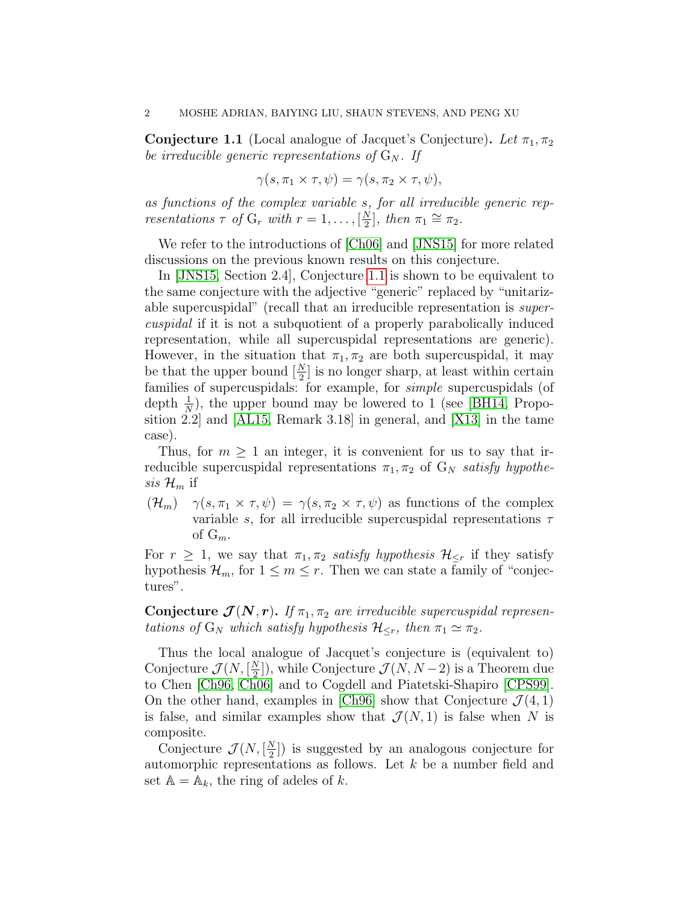**Conjecture 1.1** (Local analogue of Jacquet's Conjecture)**.** *Let $\pi_1, \pi_2$ be irreducible generic representations of $\mathrm{G}_N$. If*

$$\gamma(s, \pi_1 \times \tau, \psi) = \gamma(s, \pi_2 \times \tau, \psi),$$

*as functions of the complex variable $s$, for all irreducible generic representations $\tau$ of $\mathrm{G}_r$ with $r = 1, \ldots, [\frac{N}{2}]$, then $\pi_1 \cong \pi_2$.*

We refer to the introductions of [Ch06] and [JNS15] for more related discussions on the previous known results on this conjecture.

In [JNS15, Section 2.4], Conjecture 1.1 is shown to be equivalent to the same conjecture with the adjective "generic" replaced by "unitarizable supercuspidal" (recall that an irreducible representation is *supercuspidal* if it is not a subquotient of a properly parabolically induced representation, while all supercuspidal representations are generic). However, in the situation that $\pi_1, \pi_2$ are both supercuspidal, it may be that the upper bound $[\frac{N}{2}]$ is no longer sharp, at least within certain families of supercuspidals: for example, for *simple* supercuspidals (of depth $\frac{1}{N}$), the upper bound may be lowered to 1 (see [BH14, Proposition 2.2] and [AL15, Remark 3.18] in general, and [X13] in the tame case).

Thus, for $m \geq 1$ an integer, it is convenient for us to say that irreducible supercuspidal representations $\pi_1, \pi_2$ of $\mathrm{G}_N$ *satisfy hypothesis $\mathcal{H}_m$* if

($\mathcal{H}_m$) $\gamma(s, \pi_1 \times \tau, \psi) = \gamma(s, \pi_2 \times \tau, \psi)$ as functions of the complex variable $s$, for all irreducible supercuspidal representations $\tau$ of $\mathrm{G}_m$.

For $r \geq 1$, we say that $\pi_1, \pi_2$ *satisfy hypothesis $\mathcal{H}_{\leq r}$* if they satisfy hypothesis $\mathcal{H}_m$, for $1 \leq m \leq r$. Then we can state a family of "conjectures".

**Conjecture $\mathcal{J}(N, r)$.** *If $\pi_1, \pi_2$ are irreducible supercuspidal representations of $\mathrm{G}_N$ which satisfy hypothesis $\mathcal{H}_{\leq r}$, then $\pi_1 \simeq \pi_2$.*

Thus the local analogue of Jacquet's conjecture is (equivalent to) Conjecture $\mathcal{J}(N, [\frac{N}{2}])$, while Conjecture $\mathcal{J}(N, N-2)$ is a Theorem due to Chen [Ch96, Ch06] and to Cogdell and Piatetski-Shapiro [CPS99]. On the other hand, examples in [Ch96] show that Conjecture $\mathcal{J}(4, 1)$ is false, and similar examples show that $\mathcal{J}(N, 1)$ is false when $N$ is composite.

Conjecture $\mathcal{J}(N, [\frac{N}{2}])$ is suggested by an analogous conjecture for automorphic representations as follows. Let $k$ be a number field and set $\mathbb{A} = \mathbb{A}_k$, the ring of adeles of $k$.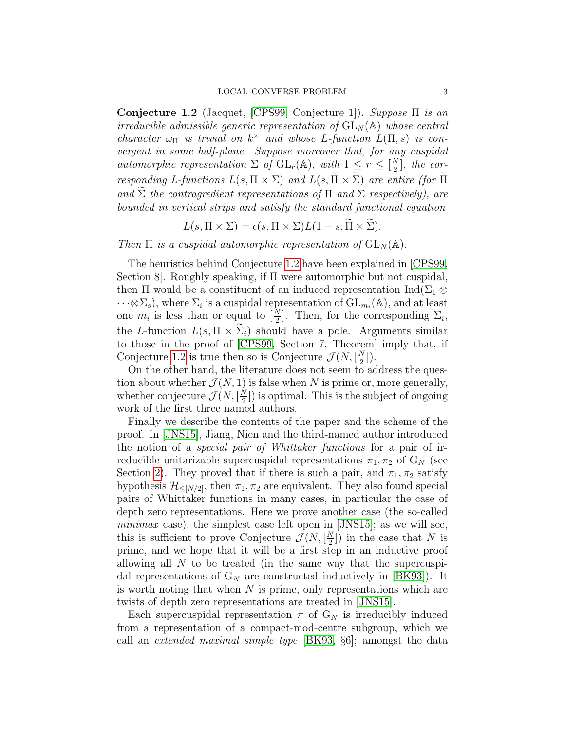**Conjecture 1.2** (Jacquet, [CPS99, Conjecture 1])**.** *Suppose $\Pi$ is an irreducible admissible generic representation of $\mathrm{GL}_N(\mathbb{A})$ whose central character $\omega_\Pi$ is trivial on $k^\times$ and whose $L$-function $L(\Pi, s)$ is convergent in some half-plane. Suppose moreover that, for any cuspidal automorphic representation $\Sigma$ of $\mathrm{GL}_r(\mathbb{A})$, with $1 \le r \le [\frac{N}{2}]$, the corresponding $L$-functions $L(s, \Pi \times \Sigma)$ and $L(s, \widetilde{\Pi} \times \widetilde{\Sigma})$ are entire (for $\widetilde{\Pi}$ and $\widetilde{\Sigma}$ the contragredient representations of $\Pi$ and $\Sigma$ respectively), are bounded in vertical strips and satisfy the standard functional equation*

$$L(s, \Pi \times \Sigma) = \epsilon(s, \Pi \times \Sigma) L(1 - s, \widetilde{\Pi} \times \widetilde{\Sigma}).$$

*Then $\Pi$ is a cuspidal automorphic representation of $\mathrm{GL}_N(\mathbb{A})$.*

The heuristics behind Conjecture 1.2 have been explained in [CPS99, Section 8]. Roughly speaking, if $\Pi$ were automorphic but not cuspidal, then $\Pi$ would be a constituent of an induced representation $\mathrm{Ind}(\Sigma_1 \otimes \cdots \otimes \Sigma_s)$, where $\Sigma_i$ is a cuspidal representation of $\mathrm{GL}_{m_i}(\mathbb{A})$, and at least one $m_i$ is less than or equal to $[\frac{N}{2}]$. Then, for the corresponding $\Sigma_i$, the $L$-function $L(s, \Pi \times \widetilde{\Sigma}_i)$ should have a pole. Arguments similar to those in the proof of [CPS99, Section 7, Theorem] imply that, if Conjecture 1.2 is true then so is Conjecture $\mathcal{J}(N, [\frac{N}{2}])$.

On the other hand, the literature does not seem to address the question about whether $\mathcal{J}(N, 1)$ is false when $N$ is prime or, more generally, whether conjecture $\mathcal{J}(N, [\frac{N}{2}])$ is optimal. This is the subject of ongoing work of the first three named authors.

Finally we describe the contents of the paper and the scheme of the proof. In [JNS15], Jiang, Nien and the third-named author introduced the notion of a *special pair of Whittaker functions* for a pair of irreducible unitarizable supercuspidal representations $\pi_1, \pi_2$ of $\mathrm{G}_N$ (see Section 2). They proved that if there is such a pair, and $\pi_1, \pi_2$ satisfy hypothesis $\mathcal{H}_{\le[N/2]}$, then $\pi_1, \pi_2$ are equivalent. They also found special pairs of Whittaker functions in many cases, in particular the case of depth zero representations. Here we prove another case (the so-called *minimax* case), the simplest case left open in [JNS15]; as we will see, this is sufficient to prove Conjecture $\mathcal{J}(N, [\frac{N}{2}])$ in the case that $N$ is prime, and we hope that it will be a first step in an inductive proof allowing all $N$ to be treated (in the same way that the supercuspidal representations of $\mathrm{G}_N$ are constructed inductively in [BK93]). It is worth noting that when $N$ is prime, only representations which are twists of depth zero representations are treated in [JNS15].

Each supercuspidal representation $\pi$ of $\mathrm{G}_N$ is irreducibly induced from a representation of a compact-mod-centre subgroup, which we call an *extended maximal simple type* [BK93, §6]; amongst the data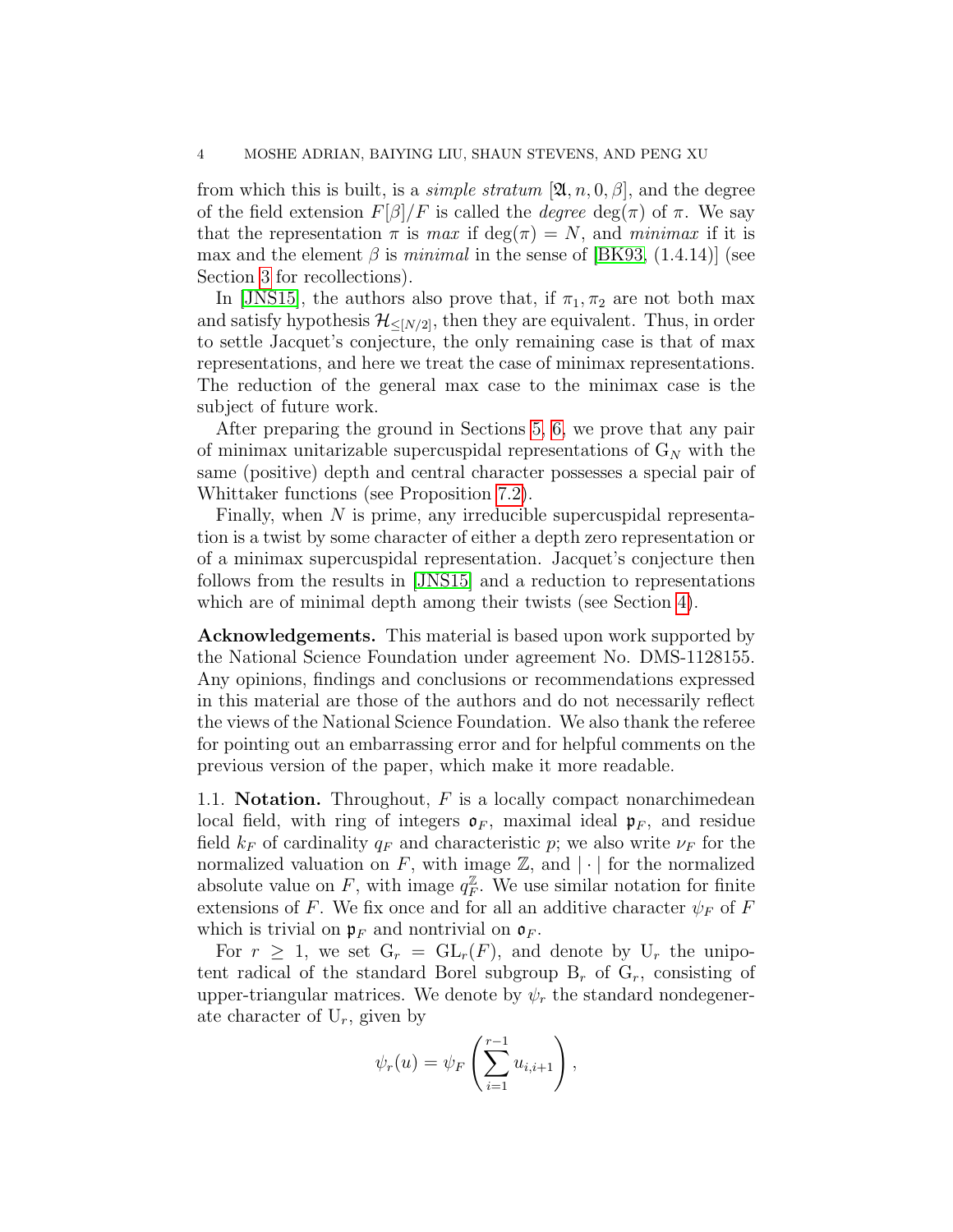from which this is built, is a *simple stratum* $[\mathfrak{A}, n, 0, \beta]$, and the degree of the field extension $F[\beta]/F$ is called the *degree* $\deg(\pi)$ of $\pi$. We say that the representation $\pi$ is *max* if $\deg(\pi) = N$, and *minimax* if it is max and the element $\beta$ is *minimal* in the sense of [BK93, (1.4.14)] (see Section 3 for recollections).

In [JNS15], the authors also prove that, if $\pi_1, \pi_2$ are not both max and satisfy hypothesis $\mathcal{H}_{\leq [N/2]}$, then they are equivalent. Thus, in order to settle Jacquet's conjecture, the only remaining case is that of max representations, and here we treat the case of minimax representations. The reduction of the general max case to the minimax case is the subject of future work.

After preparing the ground in Sections 5, 6, we prove that any pair of minimax unitarizable supercuspidal representations of $\mathrm{G}_N$ with the same (positive) depth and central character possesses a special pair of Whittaker functions (see Proposition 7.2).

Finally, when $N$ is prime, any irreducible supercuspidal representation is a twist by some character of either a depth zero representation or of a minimax supercuspidal representation. Jacquet's conjecture then follows from the results in [JNS15] and a reduction to representations which are of minimal depth among their twists (see Section 4).

**Acknowledgements.** This material is based upon work supported by the National Science Foundation under agreement No. DMS-1128155. Any opinions, findings and conclusions or recommendations expressed in this material are those of the authors and do not necessarily reflect the views of the National Science Foundation. We also thank the referee for pointing out an embarrassing error and for helpful comments on the previous version of the paper, which make it more readable.

1.1. **Notation.** Throughout, $F$ is a locally compact nonarchimedean local field, with ring of integers $\mathfrak{o}_F$, maximal ideal $\mathfrak{p}_F$, and residue field $k_F$ of cardinality $q_F$ and characteristic $p$; we also write $\nu_F$ for the normalized valuation on $F$, with image $\mathbb{Z}$, and $|\cdot|$ for the normalized absolute value on $F$, with image $q_F^{\mathbb{Z}}$. We use similar notation for finite extensions of $F$. We fix once and for all an additive character $\psi_F$ of $F$ which is trivial on $\mathfrak{p}_F$ and nontrivial on $\mathfrak{o}_F$.

For $r \geq 1$, we set $\mathrm{G}_r = \mathrm{GL}_r(F)$, and denote by $\mathrm{U}_r$ the unipotent radical of the standard Borel subgroup $\mathrm{B}_r$ of $\mathrm{G}_r$, consisting of upper-triangular matrices. We denote by $\psi_r$ the standard nondegenerate character of $\mathrm{U}_r$, given by

$$\psi_r(u) = \psi_F\left(\sum_{i=1}^{r-1} u_{i,i+1}\right),$$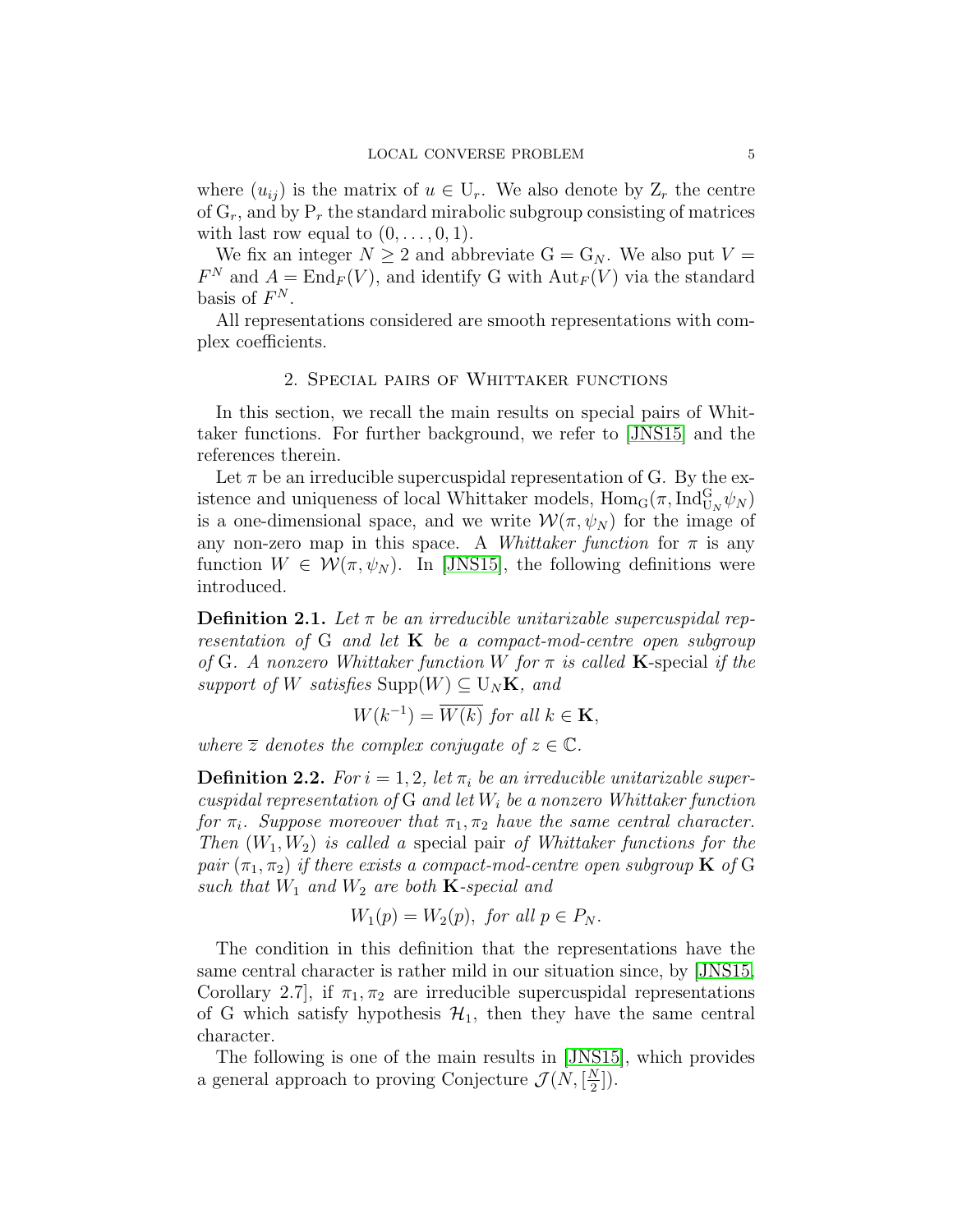where $(u_{ij})$ is the matrix of $u \in \mathrm{U}_r$. We also denote by $\mathrm{Z}_r$ the centre of $\mathrm{G}_r$, and by $\mathrm{P}_r$ the standard mirabolic subgroup consisting of matrices with last row equal to $(0, \ldots, 0, 1)$.

We fix an integer $N \geq 2$ and abbreviate $\mathrm{G} = \mathrm{G}_N$. We also put $V = F^N$ and $A = \mathrm{End}_F(V)$, and identify G with $\mathrm{Aut}_F(V)$ via the standard basis of $F^N$.

All representations considered are smooth representations with complex coefficients.

## 2. Special pairs of Whittaker functions

In this section, we recall the main results on special pairs of Whittaker functions. For further background, we refer to [JNS15] and the references therein.

Let $\pi$ be an irreducible supercuspidal representation of G. By the existence and uniqueness of local Whittaker models, $\mathrm{Hom}_{\mathrm{G}}(\pi, \mathrm{Ind}_{\mathrm{U}_N}^{\mathrm{G}} \psi_N)$ is a one-dimensional space, and we write $\mathcal{W}(\pi, \psi_N)$ for the image of any non-zero map in this space. A *Whittaker function* for $\pi$ is any function $W \in \mathcal{W}(\pi, \psi_N)$. In [JNS15], the following definitions were introduced.

**Definition 2.1.** *Let $\pi$ be an irreducible unitarizable supercuspidal representation of* G *and let* $\mathbf{K}$ *be a compact-mod-centre open subgroup of* G*. A nonzero Whittaker function $W$ for $\pi$ is called* $\mathbf{K}$-special *if the support of $W$ satisfies* $\mathrm{Supp}(W) \subseteq \mathrm{U}_N \mathbf{K}$*, and*

$$W(k^{-1}) = \overline{W(k)} \text{ for all } k \in \mathbf{K},$$

*where $\overline{z}$ denotes the complex conjugate of $z \in \mathbb{C}$.*

**Definition 2.2.** *For $i = 1, 2$, let $\pi_i$ be an irreducible unitarizable supercuspidal representation of* G *and let $W_i$ be a nonzero Whittaker function for $\pi_i$. Suppose moreover that $\pi_1, \pi_2$ have the same central character. Then $(W_1, W_2)$ is called a* special pair *of Whittaker functions for the pair $(\pi_1, \pi_2)$ if there exists a compact-mod-centre open subgroup* $\mathbf{K}$ *of* G *such that $W_1$ and $W_2$ are both* $\mathbf{K}$*-special and*

$$W_1(p) = W_2(p), \text{ for all } p \in P_N.$$

The condition in this definition that the representations have the same central character is rather mild in our situation since, by [JNS15, Corollary 2.7], if $\pi_1, \pi_2$ are irreducible supercuspidal representations of G which satisfy hypothesis $\mathcal{H}_1$, then they have the same central character.

The following is one of the main results in [JNS15], which provides a general approach to proving Conjecture $\mathcal{J}(N, [\frac{N}{2}])$.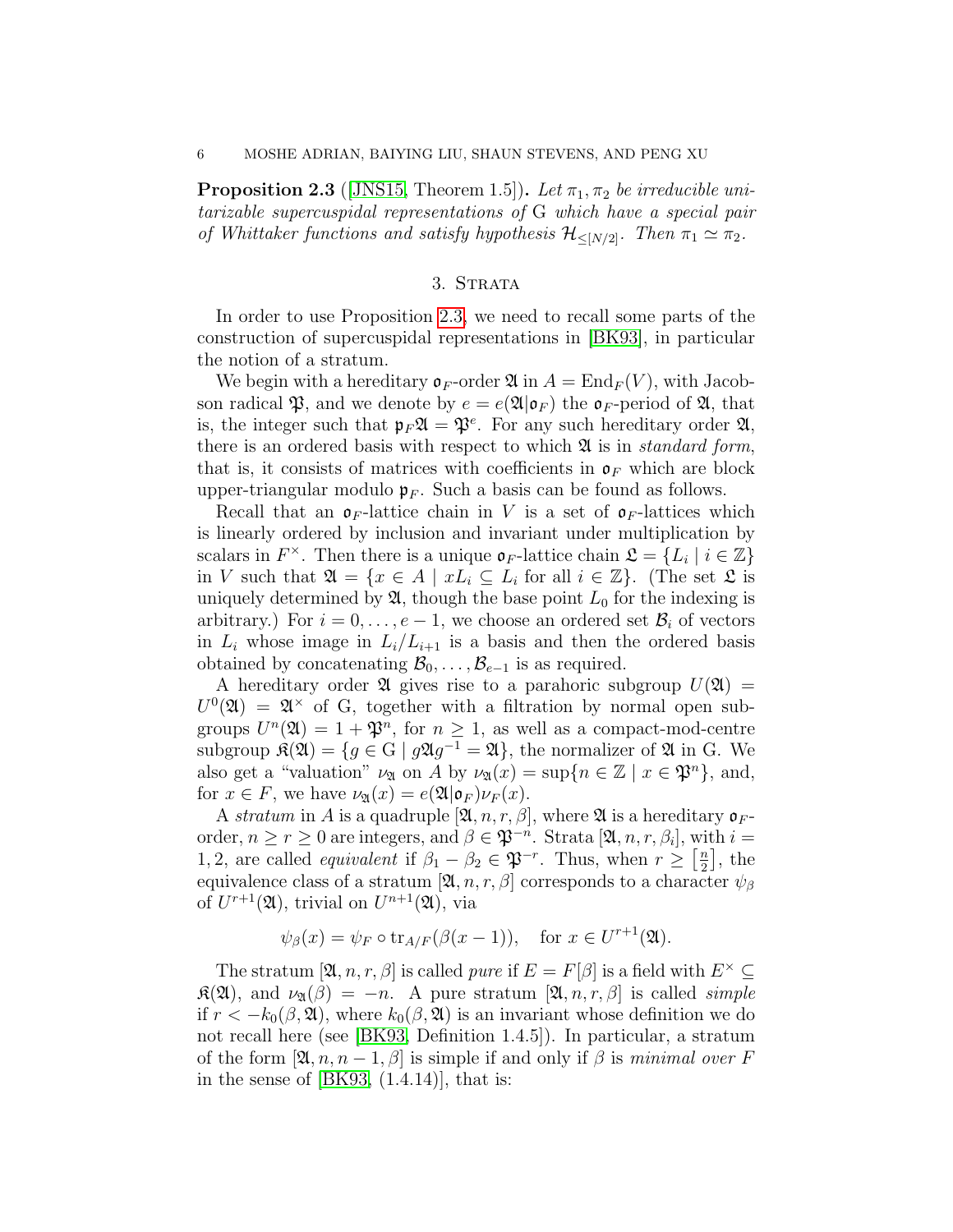**Proposition 2.3** ([JNS15, Theorem 1.5])**.** *Let $\pi_1, \pi_2$ be irreducible unitarizable supercuspidal representations of* $\mathrm{G}$ *which have a special pair of Whittaker functions and satisfy hypothesis $\mathcal{H}_{\leq [N/2]}$. Then $\pi_1 \simeq \pi_2$.*

## 3. Strata

In order to use Proposition 2.3, we need to recall some parts of the construction of supercuspidal representations in [BK93], in particular the notion of a stratum.

We begin with a hereditary $\mathfrak{o}_F$-order $\mathfrak{A}$ in $A = \mathrm{End}_F(V)$, with Jacobson radical $\mathfrak{P}$, and we denote by $e = e(\mathfrak{A}|\mathfrak{o}_F)$ the $\mathfrak{o}_F$-period of $\mathfrak{A}$, that is, the integer such that $\mathfrak{p}_F\mathfrak{A} = \mathfrak{P}^e$. For any such hereditary order $\mathfrak{A}$, there is an ordered basis with respect to which $\mathfrak{A}$ is in *standard form*, that is, it consists of matrices with coefficients in $\mathfrak{o}_F$ which are block upper-triangular modulo $\mathfrak{p}_F$. Such a basis can be found as follows.

Recall that an $\mathfrak{o}_F$-lattice chain in $V$ is a set of $\mathfrak{o}_F$-lattices which is linearly ordered by inclusion and invariant under multiplication by scalars in $F^\times$. Then there is a unique $\mathfrak{o}_F$-lattice chain $\mathfrak{L} = \{L_i \mid i \in \mathbb{Z}\}$ in $V$ such that $\mathfrak{A} = \{x \in A \mid xL_i \subseteq L_i \text{ for all } i \in \mathbb{Z}\}$. (The set $\mathfrak{L}$ is uniquely determined by $\mathfrak{A}$, though the base point $L_0$ for the indexing is arbitrary.) For $i = 0, \ldots, e-1$, we choose an ordered set $\mathcal{B}_i$ of vectors in $L_i$ whose image in $L_i/L_{i+1}$ is a basis and then the ordered basis obtained by concatenating $\mathcal{B}_0, \ldots, \mathcal{B}_{e-1}$ is as required.

A hereditary order $\mathfrak{A}$ gives rise to a parahoric subgroup $U(\mathfrak{A}) = U^0(\mathfrak{A}) = \mathfrak{A}^\times$ of $\mathrm{G}$, together with a filtration by normal open subgroups $U^n(\mathfrak{A}) = 1 + \mathfrak{P}^n$, for $n \geq 1$, as well as a compact-mod-centre subgroup $\mathfrak{K}(\mathfrak{A}) = \{g \in \mathrm{G} \mid g\mathfrak{A}g^{-1} = \mathfrak{A}\}$, the normalizer of $\mathfrak{A}$ in $\mathrm{G}$. We also get a "valuation" $\nu_\mathfrak{A}$ on $A$ by $\nu_\mathfrak{A}(x) = \sup\{n \in \mathbb{Z} \mid x \in \mathfrak{P}^n\}$, and, for $x \in F$, we have $\nu_\mathfrak{A}(x) = e(\mathfrak{A}|\mathfrak{o}_F)\nu_F(x)$.

A *stratum* in $A$ is a quadruple $[\mathfrak{A}, n, r, \beta]$, where $\mathfrak{A}$ is a hereditary $\mathfrak{o}_F$-order, $n \geq r \geq 0$ are integers, and $\beta \in \mathfrak{P}^{-n}$. Strata $[\mathfrak{A}, n, r, \beta_i]$, with $i = 1, 2$, are called *equivalent* if $\beta_1 - \beta_2 \in \mathfrak{P}^{-r}$. Thus, when $r \geq \left[\frac{n}{2}\right]$, the equivalence class of a stratum $[\mathfrak{A}, n, r, \beta]$ corresponds to a character $\psi_\beta$ of $U^{r+1}(\mathfrak{A})$, trivial on $U^{n+1}(\mathfrak{A})$, via

$$\psi_\beta(x) = \psi_F \circ \mathrm{tr}_{A/F}(\beta(x-1)), \quad \text{for } x \in U^{r+1}(\mathfrak{A}).$$

The stratum $[\mathfrak{A}, n, r, \beta]$ is called *pure* if $E = F[\beta]$ is a field with $E^\times \subseteq \mathfrak{K}(\mathfrak{A})$, and $\nu_\mathfrak{A}(\beta) = -n$. A pure stratum $[\mathfrak{A}, n, r, \beta]$ is called *simple* if $r < -k_0(\beta, \mathfrak{A})$, where $k_0(\beta, \mathfrak{A})$ is an invariant whose definition we do not recall here (see [BK93, Definition 1.4.5]). In particular, a stratum of the form $[\mathfrak{A}, n, n-1, \beta]$ is simple if and only if $\beta$ is *minimal over* $F$ in the sense of [BK93, (1.4.14)], that is: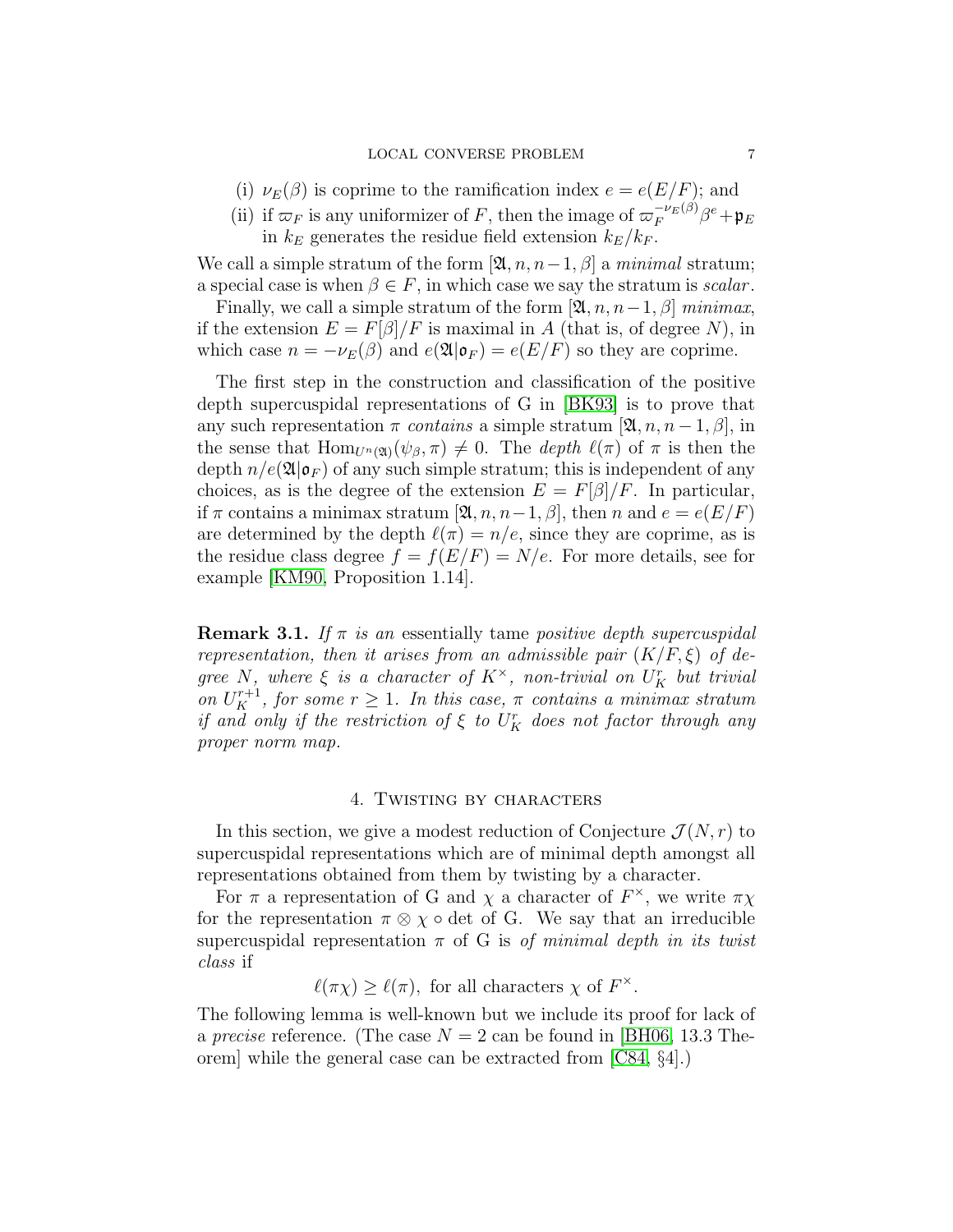(i) $\nu_E(\beta)$ is coprime to the ramification index $e = e(E/F)$; and

(ii) if $\varpi_F$ is any uniformizer of $F$, then the image of $\varpi_F^{-\nu_E(\beta)}\beta^e + \mathfrak{p}_E$ in $k_E$ generates the residue field extension $k_E/k_F$.

We call a simple stratum of the form $[\mathfrak{A}, n, n-1, \beta]$ a *minimal* stratum; a special case is when $\beta \in F$, in which case we say the stratum is *scalar*.

Finally, we call a simple stratum of the form $[\mathfrak{A}, n, n-1, \beta]$ *minimax*, if the extension $E = F[\beta]/F$ is maximal in $A$ (that is, of degree $N$), in which case $n = -\nu_E(\beta)$ and $e(\mathfrak{A}|\mathfrak{o}_F) = e(E/F)$ so they are coprime.

The first step in the construction and classification of the positive depth supercuspidal representations of G in [BK93] is to prove that any such representation $\pi$ *contains* a simple stratum $[\mathfrak{A}, n, n-1, \beta]$, in the sense that $\mathrm{Hom}_{U^n(\mathfrak{A})}(\psi_\beta, \pi) \neq 0$. The *depth* $\ell(\pi)$ of $\pi$ is then the depth $n/e(\mathfrak{A}|\mathfrak{o}_F)$ of any such simple stratum; this is independent of any choices, as is the degree of the extension $E = F[\beta]/F$. In particular, if $\pi$ contains a minimax stratum $[\mathfrak{A}, n, n-1, \beta]$, then $n$ and $e = e(E/F)$ are determined by the depth $\ell(\pi) = n/e$, since they are coprime, as is the residue class degree $f = f(E/F) = N/e$. For more details, see for example [KM90, Proposition 1.14].

**Remark 3.1.** *If $\pi$ is an* essentially tame *positive depth supercuspidal representation, then it arises from an admissible pair $(K/F, \xi)$ of degree $N$, where $\xi$ is a character of $K^\times$, non-trivial on $U_K^r$ but trivial on $U_K^{r+1}$, for some $r \geq 1$. In this case, $\pi$ contains a minimax stratum if and only if the restriction of $\xi$ to $U_K^r$ does not factor through any proper norm map.*

## 4. Twisting by characters

In this section, we give a modest reduction of Conjecture $\mathcal{J}(N, r)$ to supercuspidal representations which are of minimal depth amongst all representations obtained from them by twisting by a character.

For $\pi$ a representation of G and $\chi$ a character of $F^\times$, we write $\pi\chi$ for the representation $\pi \otimes \chi \circ \det$ of G. We say that an irreducible supercuspidal representation $\pi$ of G is *of minimal depth in its twist class* if

$$\ell(\pi\chi) \geq \ell(\pi), \text{ for all characters } \chi \text{ of } F^\times.$$

The following lemma is well-known but we include its proof for lack of a *precise* reference. (The case $N = 2$ can be found in [BH06, 13.3 Theorem] while the general case can be extracted from [C84, §4].)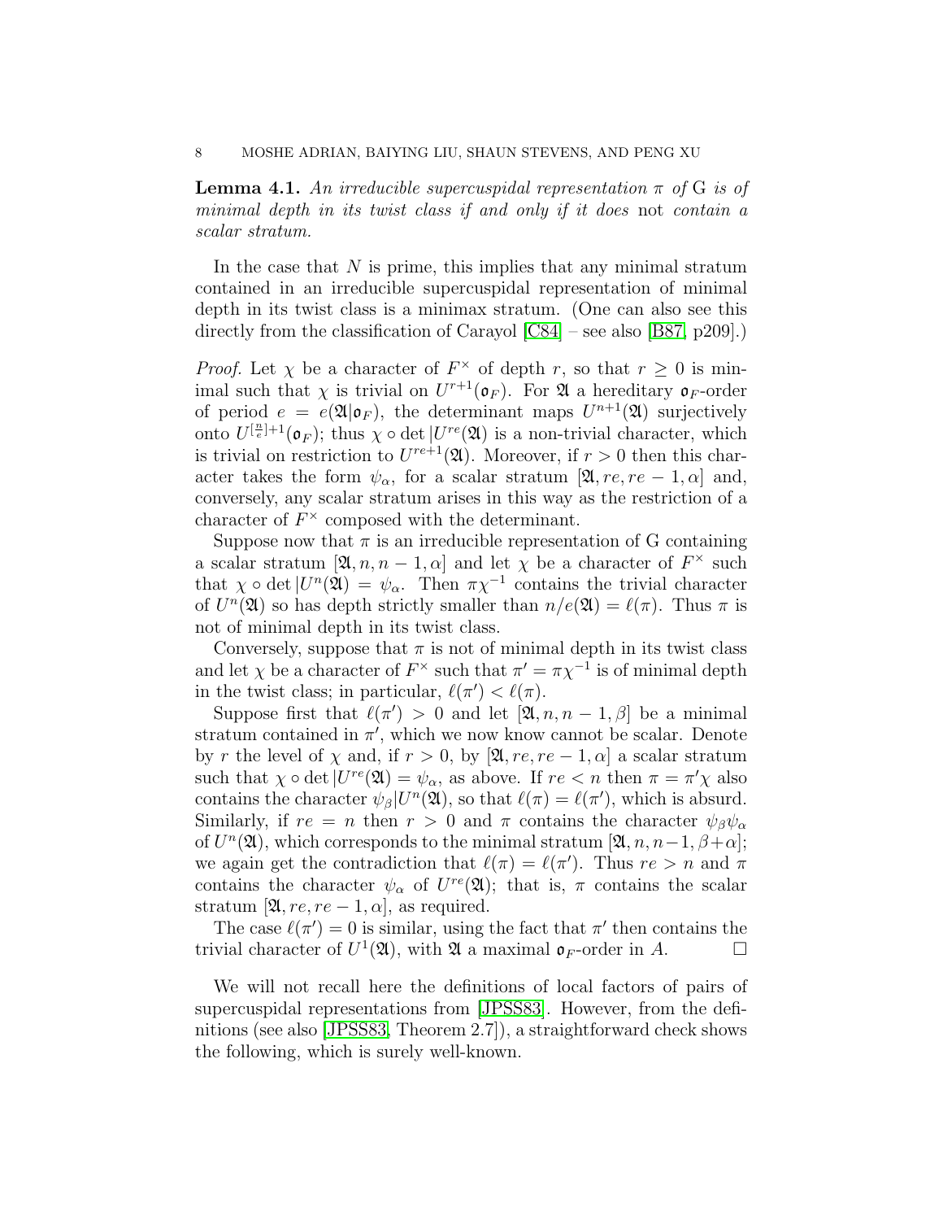**Lemma 4.1.** *An irreducible supercuspidal representation $\pi$ of $\mathrm{G}$ is of minimal depth in its twist class if and only if it does* not *contain a scalar stratum.*

In the case that $N$ is prime, this implies that any minimal stratum contained in an irreducible supercuspidal representation of minimal depth in its twist class is a minimax stratum. (One can also see this directly from the classification of Carayol [C84] – see also [B87, p209].)

*Proof.* Let $\chi$ be a character of $F^\times$ of depth $r$, so that $r \geq 0$ is minimal such that $\chi$ is trivial on $U^{r+1}(\mathfrak{o}_F)$. For $\mathfrak{A}$ a hereditary $\mathfrak{o}_F$-order of period $e = e(\mathfrak{A}|\mathfrak{o}_F)$, the determinant maps $U^{n+1}(\mathfrak{A})$ surjectively onto $U^{[\frac{n}{e}]+1}(\mathfrak{o}_F)$; thus $\chi \circ \det|U^{re}(\mathfrak{A})$ is a non-trivial character, which is trivial on restriction to $U^{re+1}(\mathfrak{A})$. Moreover, if $r > 0$ then this character takes the form $\psi_\alpha$, for a scalar stratum $[\mathfrak{A}, re, re-1, \alpha]$ and, conversely, any scalar stratum arises in this way as the restriction of a character of $F^\times$ composed with the determinant.

Suppose now that $\pi$ is an irreducible representation of $\mathrm{G}$ containing a scalar stratum $[\mathfrak{A}, n, n-1, \alpha]$ and let $\chi$ be a character of $F^\times$ such that $\chi \circ \det|U^n(\mathfrak{A}) = \psi_\alpha$. Then $\pi\chi^{-1}$ contains the trivial character of $U^n(\mathfrak{A})$ so has depth strictly smaller than $n/e(\mathfrak{A}) = \ell(\pi)$. Thus $\pi$ is not of minimal depth in its twist class.

Conversely, suppose that $\pi$ is not of minimal depth in its twist class and let $\chi$ be a character of $F^\times$ such that $\pi' = \pi\chi^{-1}$ is of minimal depth in the twist class; in particular, $\ell(\pi') < \ell(\pi)$.

Suppose first that $\ell(\pi') > 0$ and let $[\mathfrak{A}, n, n-1, \beta]$ be a minimal stratum contained in $\pi'$, which we now know cannot be scalar. Denote by $r$ the level of $\chi$ and, if $r > 0$, by $[\mathfrak{A}, re, re-1, \alpha]$ a scalar stratum such that $\chi \circ \det|U^{re}(\mathfrak{A}) = \psi_\alpha$, as above. If $re < n$ then $\pi = \pi'\chi$ also contains the character $\psi_\beta|U^n(\mathfrak{A})$, so that $\ell(\pi) = \ell(\pi')$, which is absurd. Similarly, if $re = n$ then $r > 0$ and $\pi$ contains the character $\psi_\beta\psi_\alpha$ of $U^n(\mathfrak{A})$, which corresponds to the minimal stratum $[\mathfrak{A}, n, n-1, \beta+\alpha]$; we again get the contradiction that $\ell(\pi) = \ell(\pi')$. Thus $re > n$ and $\pi$ contains the character $\psi_\alpha$ of $U^{re}(\mathfrak{A})$; that is, $\pi$ contains the scalar stratum $[\mathfrak{A}, re, re-1, \alpha]$, as required.

The case $\ell(\pi') = 0$ is similar, using the fact that $\pi'$ then contains the trivial character of $U^1(\mathfrak{A})$, with $\mathfrak{A}$ a maximal $\mathfrak{o}_F$-order in $A$. $\square$

We will not recall here the definitions of local factors of pairs of supercuspidal representations from [JPSS83]. However, from the definitions (see also [JPSS83, Theorem 2.7]), a straightforward check shows the following, which is surely well-known.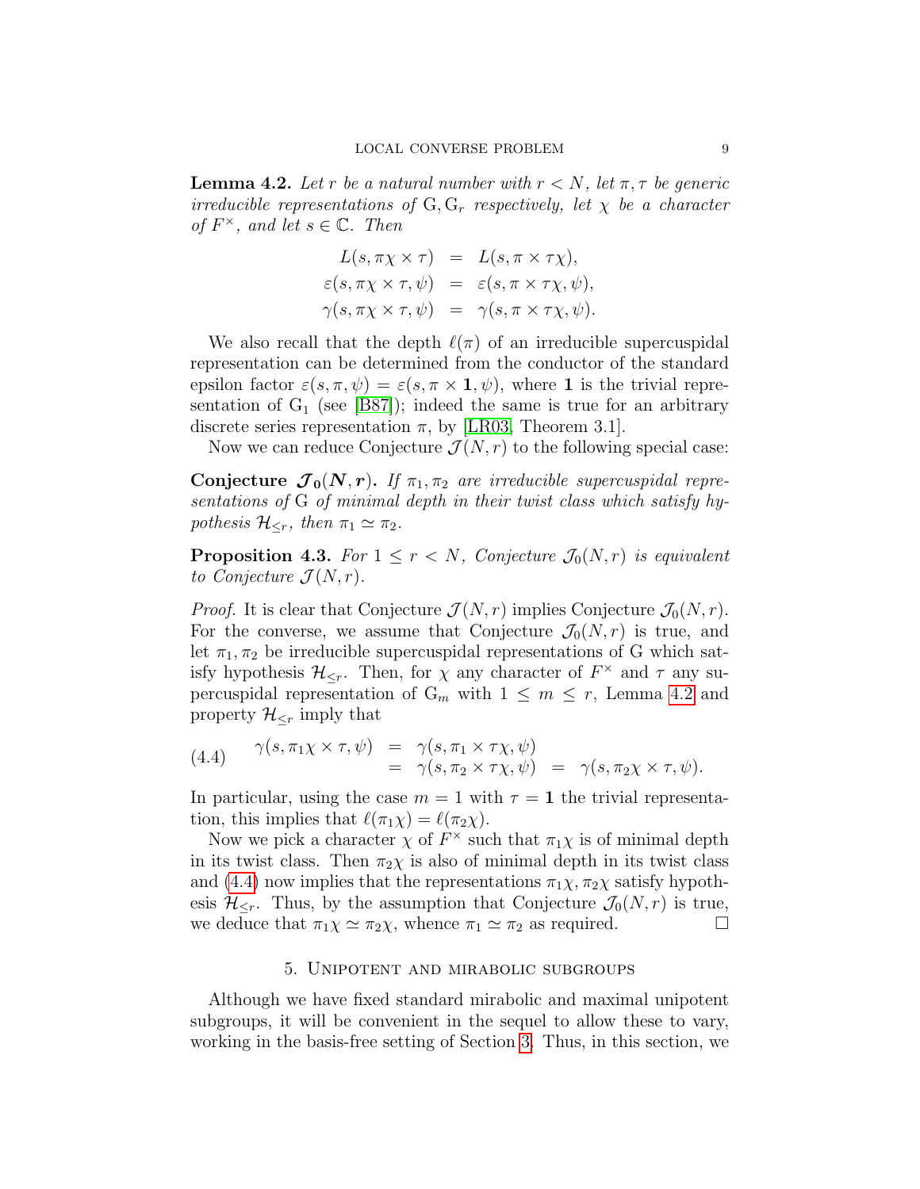**Lemma 4.2.** *Let $r$ be a natural number with $r < N$, let $\pi, \tau$ be generic irreducible representations of $\mathrm{G}, \mathrm{G}_r$ respectively, let $\chi$ be a character of $F^\times$, and let $s \in \mathbb{C}$. Then*

$$\begin{aligned} L(s, \pi\chi \times \tau) &= L(s, \pi \times \tau\chi), \\ \varepsilon(s, \pi\chi \times \tau, \psi) &= \varepsilon(s, \pi \times \tau\chi, \psi), \\ \gamma(s, \pi\chi \times \tau, \psi) &= \gamma(s, \pi \times \tau\chi, \psi). \end{aligned}$$

We also recall that the depth $\ell(\pi)$ of an irreducible supercuspidal representation can be determined from the conductor of the standard epsilon factor $\varepsilon(s, \pi, \psi) = \varepsilon(s, \pi \times \mathbf{1}, \psi)$, where $\mathbf{1}$ is the trivial representation of $\mathrm{G}_1$ (see [B87]); indeed the same is true for an arbitrary discrete series representation $\pi$, by [LR03, Theorem 3.1].

Now we can reduce Conjecture $\mathcal{J}(N, r)$ to the following special case:

**Conjecture $\mathcal{J}_0(N, r)$.** *If $\pi_1, \pi_2$ are irreducible supercuspidal representations of $\mathrm{G}$ of minimal depth in their twist class which satisfy hypothesis $\mathcal{H}_{\leq r}$, then $\pi_1 \simeq \pi_2$.*

**Proposition 4.3.** *For $1 \leq r < N$, Conjecture $\mathcal{J}_0(N, r)$ is equivalent to Conjecture $\mathcal{J}(N, r)$.*

*Proof.* It is clear that Conjecture $\mathcal{J}(N, r)$ implies Conjecture $\mathcal{J}_0(N, r)$. For the converse, we assume that Conjecture $\mathcal{J}_0(N, r)$ is true, and let $\pi_1, \pi_2$ be irreducible supercuspidal representations of $\mathrm{G}$ which satisfy hypothesis $\mathcal{H}_{\leq r}$. Then, for $\chi$ any character of $F^\times$ and $\tau$ any supercuspidal representation of $\mathrm{G}_m$ with $1 \leq m \leq r$, Lemma 4.2 and property $\mathcal{H}_{\leq r}$ imply that

$$\begin{aligned} \gamma(s, \pi_1\chi \times \tau, \psi) &= \gamma(s, \pi_1 \times \tau\chi, \psi) \\ &= \gamma(s, \pi_2 \times \tau\chi, \psi) = \gamma(s, \pi_2\chi \times \tau, \psi). \end{aligned} \tag{4.4}$$

In particular, using the case $m = 1$ with $\tau = \mathbf{1}$ the trivial representation, this implies that $\ell(\pi_1\chi) = \ell(\pi_2\chi)$.

Now we pick a character $\chi$ of $F^\times$ such that $\pi_1\chi$ is of minimal depth in its twist class. Then $\pi_2\chi$ is also of minimal depth in its twist class and (4.4) now implies that the representations $\pi_1\chi, \pi_2\chi$ satisfy hypothesis $\mathcal{H}_{\leq r}$. Thus, by the assumption that Conjecture $\mathcal{J}_0(N, r)$ is true, we deduce that $\pi_1\chi \simeq \pi_2\chi$, whence $\pi_1 \simeq \pi_2$ as required. □

## 5. Unipotent and mirabolic subgroups

Although we have fixed standard mirabolic and maximal unipotent subgroups, it will be convenient in the sequel to allow these to vary, working in the basis-free setting of Section 3. Thus, in this section, we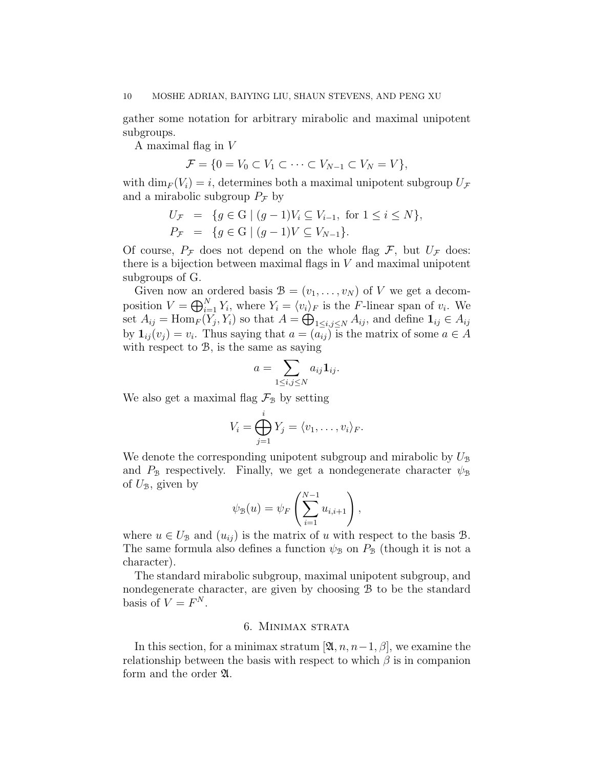gather some notation for arbitrary mirabolic and maximal unipotent subgroups.

A maximal flag in $V$

$$\mathcal{F} = \{0 = V_0 \subset V_1 \subset \cdots \subset V_{N-1} \subset V_N = V\},$$

with $\dim_F(V_i) = i$, determines both a maximal unipotent subgroup $U_{\mathcal{F}}$ and a mirabolic subgroup $P_{\mathcal{F}}$ by

$$\begin{aligned} U_{\mathcal{F}} &= \{g \in \mathrm{G} \mid (g-1)V_i \subseteq V_{i-1}, \text{ for } 1 \leq i \leq N\}, \\ P_{\mathcal{F}} &= \{g \in \mathrm{G} \mid (g-1)V \subseteq V_{N-1}\}. \end{aligned}$$

Of course, $P_{\mathcal{F}}$ does not depend on the whole flag $\mathcal{F}$, but $U_{\mathcal{F}}$ does: there is a bijection between maximal flags in $V$ and maximal unipotent subgroups of G.

Given now an ordered basis $\mathcal{B} = (v_1, \ldots, v_N)$ of $V$ we get a decomposition $V = \bigoplus_{i=1}^{N} Y_i$, where $Y_i = \langle v_i \rangle_F$ is the $F$-linear span of $v_i$. We set $A_{ij} = \mathrm{Hom}_F(Y_j, Y_i)$ so that $A = \bigoplus_{1 \leq i,j \leq N} A_{ij}$, and define $\mathbf{1}_{ij} \in A_{ij}$ by $\mathbf{1}_{ij}(v_j) = v_i$. Thus saying that $a = (a_{ij})$ is the matrix of some $a \in A$ with respect to $\mathcal{B}$, is the same as saying

$$a = \sum_{1 \leq i,j \leq N} a_{ij} \mathbf{1}_{ij}.$$

We also get a maximal flag $\mathcal{F}_{\mathcal{B}}$ by setting

$$V_i = \bigoplus_{j=1}^{i} Y_j = \langle v_1, \ldots, v_i \rangle_F.$$

We denote the corresponding unipotent subgroup and mirabolic by $U_{\mathcal{B}}$ and $P_{\mathcal{B}}$ respectively. Finally, we get a nondegenerate character $\psi_{\mathcal{B}}$ of $U_{\mathcal{B}}$, given by

$$\psi_{\mathcal{B}}(u) = \psi_F \left( \sum_{i=1}^{N-1} u_{i,i+1} \right),$$

where $u \in U_{\mathcal{B}}$ and $(u_{ij})$ is the matrix of $u$ with respect to the basis $\mathcal{B}$. The same formula also defines a function $\psi_{\mathcal{B}}$ on $P_{\mathcal{B}}$ (though it is not a character).

The standard mirabolic subgroup, maximal unipotent subgroup, and nondegenerate character, are given by choosing $\mathcal{B}$ to be the standard basis of $V = F^N$.

## 6. Minimax strata

In this section, for a minimax stratum $[\mathfrak{A}, n, n-1, \beta]$, we examine the relationship between the basis with respect to which $\beta$ is in companion form and the order $\mathfrak{A}$.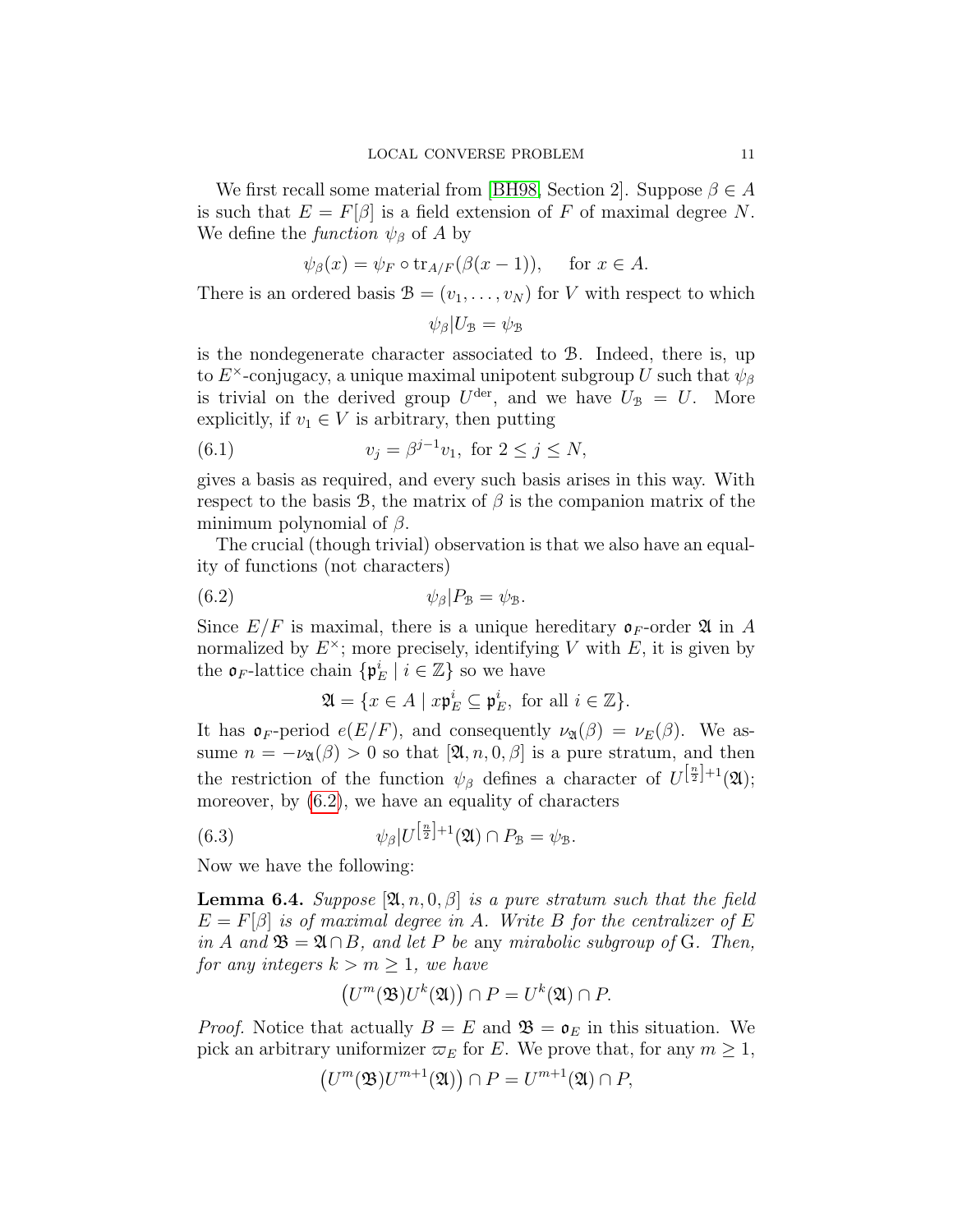We first recall some material from [BH98] Section 2]. Suppose $\beta \in A$ is such that $E = F[\beta]$ is a field extension of $F$ of maximal degree $N$. We define the *function* $\psi_\beta$ of $A$ by

$$\psi_\beta(x) = \psi_F \circ \mathrm{tr}_{A/F}(\beta(x-1)), \quad \text{for } x \in A.$$

There is an ordered basis $\mathcal{B} = (v_1, \dots, v_N)$ for $V$ with respect to which

$$\psi_\beta | U_{\mathcal{B}} = \psi_{\mathcal{B}}$$

is the nondegenerate character associated to $\mathcal{B}$. Indeed, there is, up to $E^\times$-conjugacy, a unique maximal unipotent subgroup $U$ such that $\psi_\beta$ is trivial on the derived group $U^{\mathrm{der}}$, and we have $U_{\mathcal{B}} = U$. More explicitly, if $v_1 \in V$ is arbitrary, then putting

$$v_j = \beta^{j-1} v_1, \text{ for } 2 \leq j \leq N, \tag{6.1}$$

gives a basis as required, and every such basis arises in this way. With respect to the basis $\mathcal{B}$, the matrix of $\beta$ is the companion matrix of the minimum polynomial of $\beta$.

The crucial (though trivial) observation is that we also have an equality of functions (not characters)

$$\psi_\beta | P_{\mathcal{B}} = \psi_{\mathcal{B}}. \tag{6.2}$$

Since $E/F$ is maximal, there is a unique hereditary $\mathfrak{o}_F$-order $\mathfrak{A}$ in $A$ normalized by $E^\times$; more precisely, identifying $V$ with $E$, it is given by the $\mathfrak{o}_F$-lattice chain $\{\mathfrak{p}_E^i \mid i \in \mathbb{Z}\}$ so we have

$$\mathfrak{A} = \{x \in A \mid x\mathfrak{p}_E^i \subseteq \mathfrak{p}_E^i, \text{ for all } i \in \mathbb{Z}\}.$$

It has $\mathfrak{o}_F$-period $e(E/F)$, and consequently $\nu_{\mathfrak{A}}(\beta) = \nu_E(\beta)$. We assume $n = -\nu_{\mathfrak{A}}(\beta) > 0$ so that $[\mathfrak{A}, n, 0, \beta]$ is a pure stratum, and then the restriction of the function $\psi_\beta$ defines a character of $U^{[\frac{n}{2}]+1}(\mathfrak{A})$; moreover, by (6.2), we have an equality of characters

$$\psi_\beta | U^{[\frac{n}{2}]+1}(\mathfrak{A}) \cap P_{\mathcal{B}} = \psi_{\mathcal{B}}. \tag{6.3}$$

Now we have the following:

**Lemma 6.4.** *Suppose $[\mathfrak{A}, n, 0, \beta]$ is a pure stratum such that the field $E = F[\beta]$ is of maximal degree in $A$. Write $B$ for the centralizer of $E$ in $A$ and $\mathfrak{B} = \mathfrak{A} \cap B$, and let $P$ be* any *mirabolic subgroup of* $\mathrm{G}$*. Then, for any integers $k > m \geq 1$, we have*

$$\left(U^m(\mathfrak{B}) U^k(\mathfrak{A})\right) \cap P = U^k(\mathfrak{A}) \cap P.$$

*Proof.* Notice that actually $B = E$ and $\mathfrak{B} = \mathfrak{o}_E$ in this situation. We pick an arbitrary uniformizer $\varpi_E$ for $E$. We prove that, for any $m \geq 1$,

$$\left(U^m(\mathfrak{B}) U^{m+1}(\mathfrak{A})\right) \cap P = U^{m+1}(\mathfrak{A}) \cap P,$$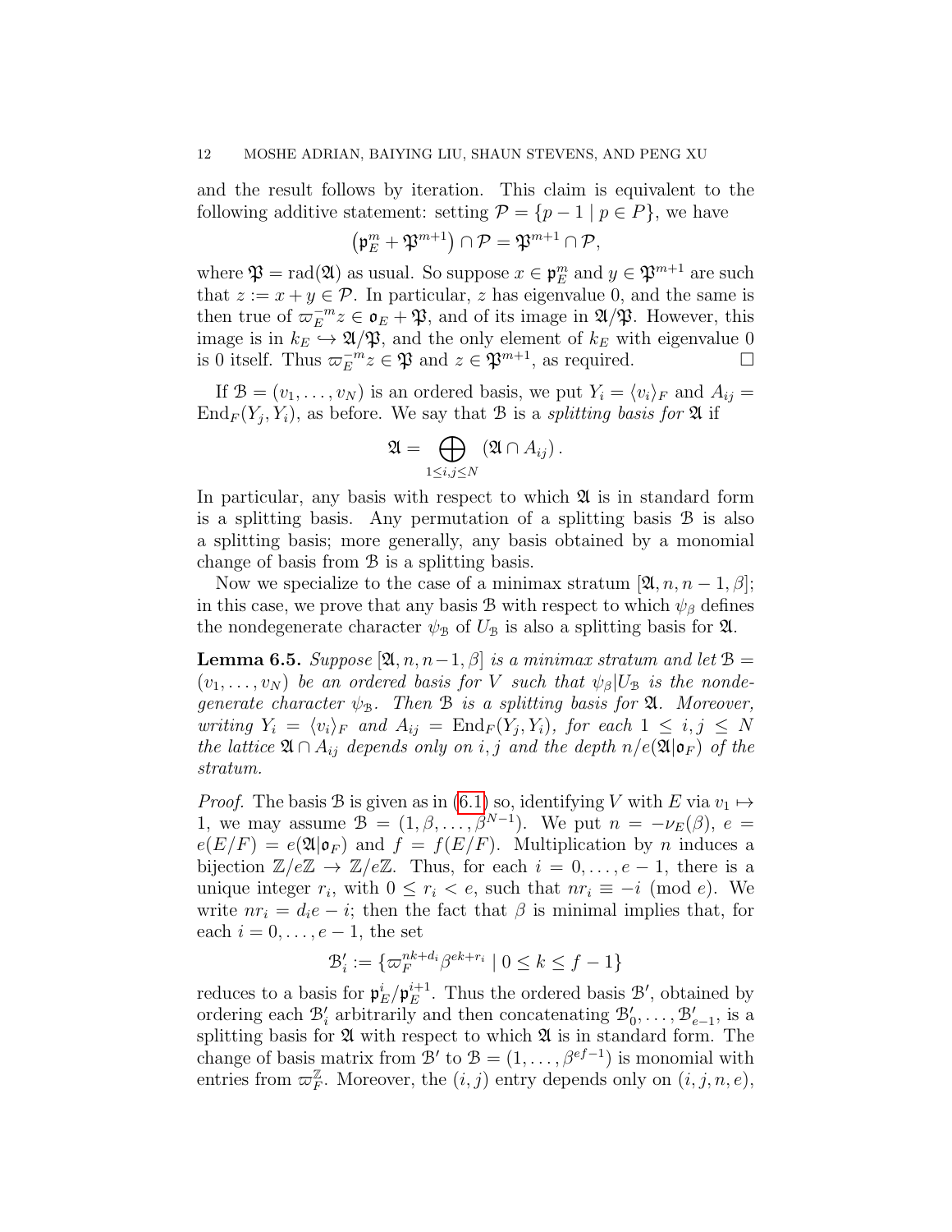and the result follows by iteration. This claim is equivalent to the following additive statement: setting $\mathcal{P} = \{p - 1 \mid p \in P\}$, we have

$$\left(\mathfrak{p}_E^m + \mathfrak{P}^{m+1}\right) \cap \mathcal{P} = \mathfrak{P}^{m+1} \cap \mathcal{P},$$

where $\mathfrak{P} = \mathrm{rad}(\mathfrak{A})$ as usual. So suppose $x \in \mathfrak{p}_E^m$ and $y \in \mathfrak{P}^{m+1}$ are such that $z := x + y \in \mathcal{P}$. In particular, $z$ has eigenvalue 0, and the same is then true of $\varpi_E^{-m} z \in \mathfrak{o}_E + \mathfrak{P}$, and of its image in $\mathfrak{A}/\mathfrak{P}$. However, this image is in $k_E \hookrightarrow \mathfrak{A}/\mathfrak{P}$, and the only element of $k_E$ with eigenvalue 0 is 0 itself. Thus $\varpi_E^{-m} z \in \mathfrak{P}$ and $z \in \mathfrak{P}^{m+1}$, as required. $\square$

If $\mathcal{B} = (v_1, \ldots, v_N)$ is an ordered basis, we put $Y_i = \langle v_i \rangle_F$ and $A_{ij} = \mathrm{End}_F(Y_j, Y_i)$, as before. We say that $\mathcal{B}$ is a *splitting basis for* $\mathfrak{A}$ if

$$\mathfrak{A} = \bigoplus_{1 \le i,j \le N} (\mathfrak{A} \cap A_{ij}).$$

In particular, any basis with respect to which $\mathfrak{A}$ is in standard form is a splitting basis. Any permutation of a splitting basis $\mathcal{B}$ is also a splitting basis; more generally, any basis obtained by a monomial change of basis from $\mathcal{B}$ is a splitting basis.

Now we specialize to the case of a minimax stratum $[\mathfrak{A}, n, n-1, \beta]$; in this case, we prove that any basis $\mathcal{B}$ with respect to which $\psi_\beta$ defines the nondegenerate character $\psi_{\mathcal{B}}$ of $U_{\mathcal{B}}$ is also a splitting basis for $\mathfrak{A}$.

**Lemma 6.5.** *Suppose $[\mathfrak{A}, n, n-1, \beta]$ is a minimax stratum and let $\mathcal{B} = (v_1, \ldots, v_N)$ be an ordered basis for $V$ such that $\psi_\beta | U_{\mathcal{B}}$ is the nondegenerate character $\psi_{\mathcal{B}}$. Then $\mathcal{B}$ is a splitting basis for $\mathfrak{A}$. Moreover, writing $Y_i = \langle v_i \rangle_F$ and $A_{ij} = \mathrm{End}_F(Y_j, Y_i)$, for each $1 \le i, j \le N$ the lattice $\mathfrak{A} \cap A_{ij}$ depends only on $i, j$ and the depth $n/e(\mathfrak{A}|\mathfrak{o}_F)$ of the stratum.*

*Proof.* The basis $\mathcal{B}$ is given as in (6.1) so, identifying $V$ with $E$ via $v_1 \mapsto 1$, we may assume $\mathcal{B} = (1, \beta, \ldots, \beta^{N-1})$. We put $n = -\nu_E(\beta)$, $e = e(E/F) = e(\mathfrak{A}|\mathfrak{o}_F)$ and $f = f(E/F)$. Multiplication by $n$ induces a bijection $\mathbb{Z}/e\mathbb{Z} \to \mathbb{Z}/e\mathbb{Z}$. Thus, for each $i = 0, \ldots, e-1$, there is a unique integer $r_i$, with $0 \le r_i < e$, such that $nr_i \equiv -i \pmod{e}$. We write $nr_i = d_i e - i$; then the fact that $\beta$ is minimal implies that, for each $i = 0, \ldots, e-1$, the set

$$\mathcal{B}_i' := \{\varpi_F^{nk+d_i} \beta^{ek+r_i} \mid 0 \le k \le f-1\}$$

reduces to a basis for $\mathfrak{p}_E^i / \mathfrak{p}_E^{i+1}$. Thus the ordered basis $\mathcal{B}'$, obtained by ordering each $\mathcal{B}_i'$ arbitrarily and then concatenating $\mathcal{B}_0', \ldots, \mathcal{B}_{e-1}'$, is a splitting basis for $\mathfrak{A}$ with respect to which $\mathfrak{A}$ is in standard form. The change of basis matrix from $\mathcal{B}'$ to $\mathcal{B} = (1, \ldots, \beta^{ef-1})$ is monomial with entries from $\varpi_F^{\mathbb{Z}}$. Moreover, the $(i,j)$ entry depends only on $(i, j, n, e)$,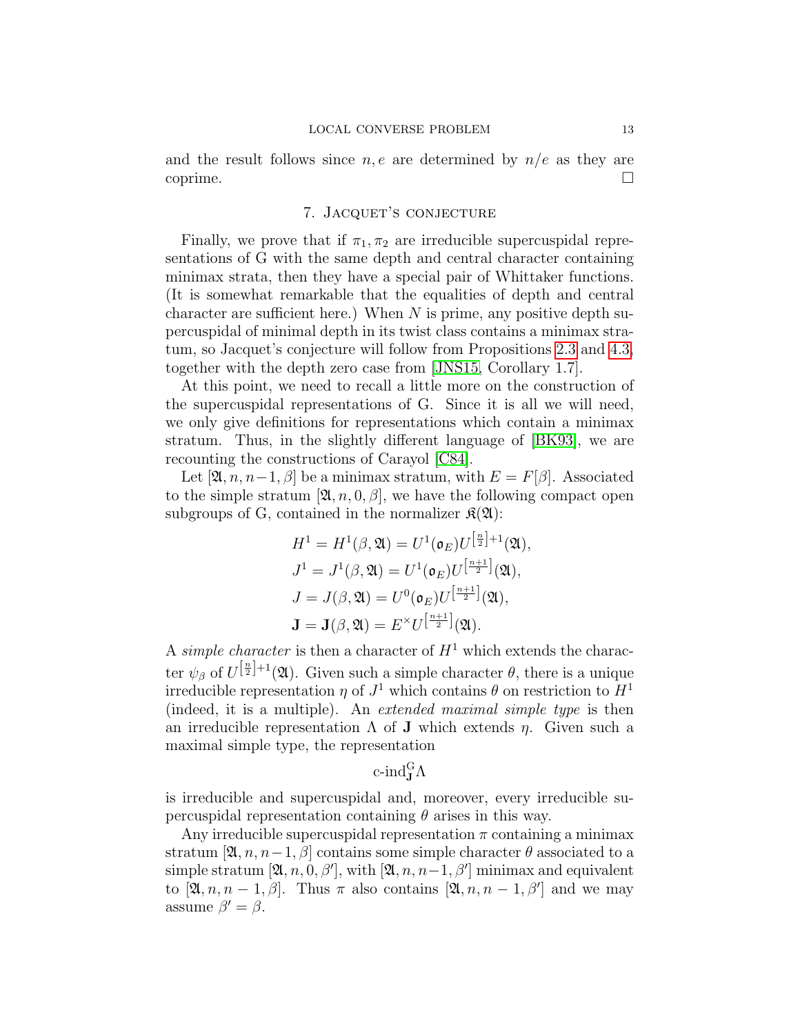and the result follows since $n, e$ are determined by $n/e$ as they are coprime. $\square$

## 7. Jacquet's conjecture

Finally, we prove that if $\pi_1, \pi_2$ are irreducible supercuspidal representations of G with the same depth and central character containing minimax strata, then they have a special pair of Whittaker functions. (It is somewhat remarkable that the equalities of depth and central character are sufficient here.) When $N$ is prime, any positive depth supercuspidal of minimal depth in its twist class contains a minimax stratum, so Jacquet's conjecture will follow from Propositions 2.3 and 4.3, together with the depth zero case from [JNS15, Corollary 1.7].

At this point, we need to recall a little more on the construction of the supercuspidal representations of G. Since it is all we will need, we only give definitions for representations which contain a minimax stratum. Thus, in the slightly different language of [BK93], we are recounting the constructions of Carayol [C84].

Let $[\mathfrak{A}, n, n-1, \beta]$ be a minimax stratum, with $E = F[\beta]$. Associated to the simple stratum $[\mathfrak{A}, n, 0, \beta]$, we have the following compact open subgroups of G, contained in the normalizer $\mathfrak{K}(\mathfrak{A})$:

$$
\begin{aligned}
H^1 &= H^1(\beta, \mathfrak{A}) = U^1(\mathfrak{o}_E) U^{\left[\frac{n}{2}\right]+1}(\mathfrak{A}), \\
J^1 &= J^1(\beta, \mathfrak{A}) = U^1(\mathfrak{o}_E) U^{\left[\frac{n+1}{2}\right]}(\mathfrak{A}), \\
J &= J(\beta, \mathfrak{A}) = U^0(\mathfrak{o}_E) U^{\left[\frac{n+1}{2}\right]}(\mathfrak{A}), \\
\mathbf{J} &= \mathbf{J}(\beta, \mathfrak{A}) = E^\times U^{\left[\frac{n+1}{2}\right]}(\mathfrak{A}).
\end{aligned}
$$

A *simple character* is then a character of $H^1$ which extends the character $\psi_\beta$ of $U^{\left[\frac{n}{2}\right]+1}(\mathfrak{A})$. Given such a simple character $\theta$, there is a unique irreducible representation $\eta$ of $J^1$ which contains $\theta$ on restriction to $H^1$ (indeed, it is a multiple). An *extended maximal simple type* is then an irreducible representation $\Lambda$ of $\mathbf{J}$ which extends $\eta$. Given such a maximal simple type, the representation

$$
\text{c-ind}_{\mathbf{J}}^{\mathrm{G}} \Lambda
$$

is irreducible and supercuspidal and, moreover, every irreducible supercuspidal representation containing $\theta$ arises in this way.

Any irreducible supercuspidal representation $\pi$ containing a minimax stratum $[\mathfrak{A}, n, n-1, \beta]$ contains some simple character $\theta$ associated to a simple stratum $[\mathfrak{A}, n, 0, \beta']$, with $[\mathfrak{A}, n, n-1, \beta']$ minimax and equivalent to $[\mathfrak{A}, n, n-1, \beta]$. Thus $\pi$ also contains $[\mathfrak{A}, n, n-1, \beta']$ and we may assume $\beta' = \beta$.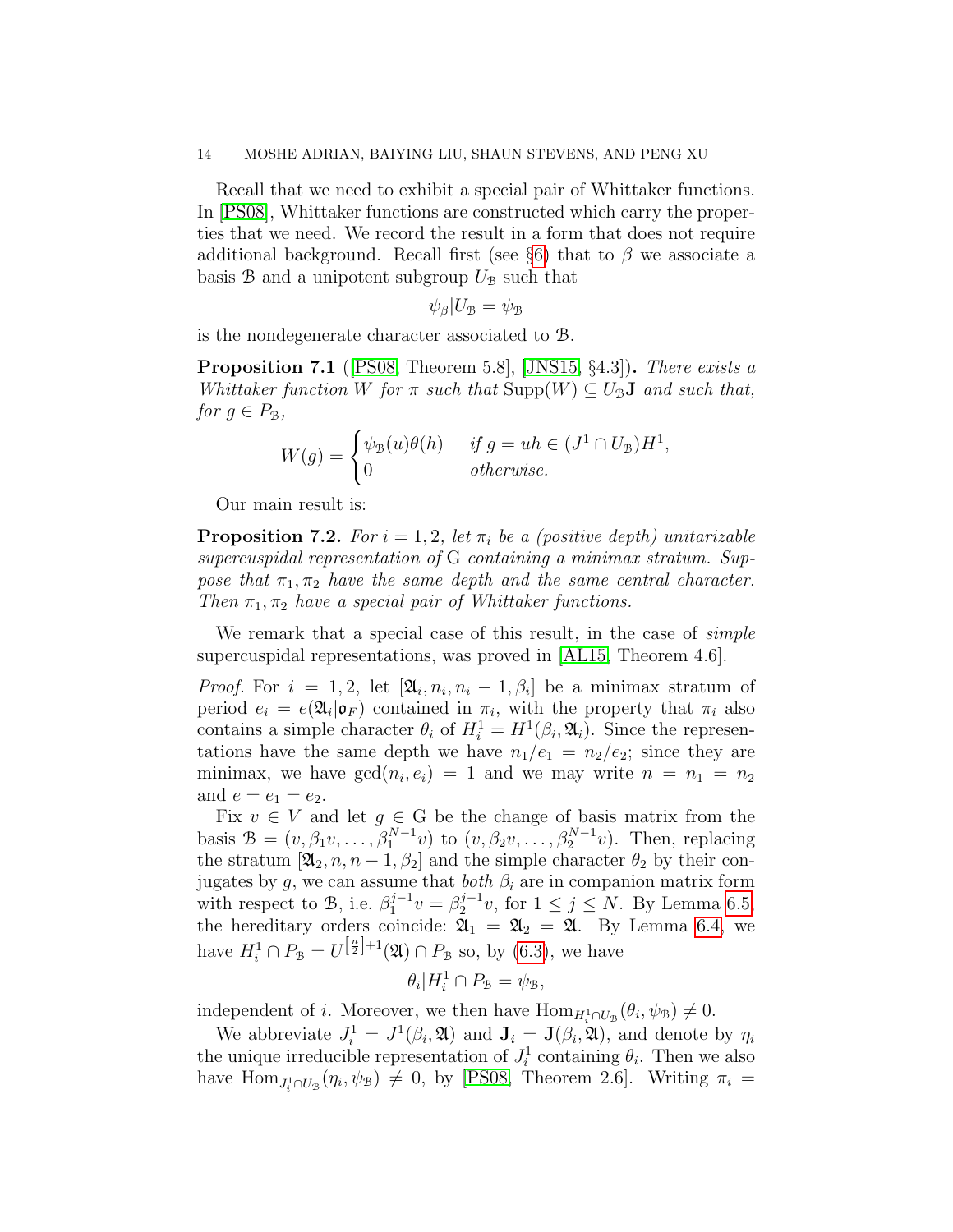Recall that we need to exhibit a special pair of Whittaker functions. In [PS08], Whittaker functions are constructed which carry the properties that we need. We record the result in a form that does not require additional background. Recall first (see §6) that to $\beta$ we associate a basis $\mathcal{B}$ and a unipotent subgroup $U_{\mathcal{B}}$ such that

$$\psi_\beta | U_{\mathcal{B}} = \psi_{\mathcal{B}}$$

is the nondegenerate character associated to $\mathcal{B}$.

**Proposition 7.1** ([PS08, Theorem 5.8], [JNS15, §4.3])**.** *There exists a Whittaker function $W$ for $\pi$ such that $\mathrm{Supp}(W) \subseteq U_{\mathcal{B}}\mathbf{J}$ and such that, for $g \in P_{\mathcal{B}}$,*

$$W(g) = \begin{cases} \psi_{\mathcal{B}}(u)\theta(h) & \text{if } g = uh \in (J^1 \cap U_{\mathcal{B}})H^1, \\ 0 & \text{otherwise.} \end{cases}$$

Our main result is:

**Proposition 7.2.** *For $i = 1, 2$, let $\pi_i$ be a (positive depth) unitarizable supercuspidal representation of $\mathrm{G}$ containing a minimax stratum. Suppose that $\pi_1, \pi_2$ have the same depth and the same central character. Then $\pi_1, \pi_2$ have a special pair of Whittaker functions.*

We remark that a special case of this result, in the case of *simple* supercuspidal representations, was proved in [AL15, Theorem 4.6].

*Proof.* For $i = 1, 2$, let $[\mathfrak{A}_i, n_i, n_i - 1, \beta_i]$ be a minimax stratum of period $e_i = e(\mathfrak{A}_i|\mathfrak{o}_F)$ contained in $\pi_i$, with the property that $\pi_i$ also contains a simple character $\theta_i$ of $H_i^1 = H^1(\beta_i, \mathfrak{A}_i)$. Since the representations have the same depth we have $n_1/e_1 = n_2/e_2$; since they are minimax, we have $\gcd(n_i, e_i) = 1$ and we may write $n = n_1 = n_2$ and $e = e_1 = e_2$.

Fix $v \in V$ and let $g \in \mathrm{G}$ be the change of basis matrix from the basis $\mathcal{B} = (v, \beta_1 v, \ldots, \beta_1^{N-1} v)$ to $(v, \beta_2 v, \ldots, \beta_2^{N-1} v)$. Then, replacing the stratum $[\mathfrak{A}_2, n, n-1, \beta_2]$ and the simple character $\theta_2$ by their conjugates by $g$, we can assume that *both* $\beta_i$ are in companion matrix form with respect to $\mathcal{B}$, i.e. $\beta_1^{j-1} v = \beta_2^{j-1} v$, for $1 \le j \le N$. By Lemma 6.5, the hereditary orders coincide: $\mathfrak{A}_1 = \mathfrak{A}_2 = \mathfrak{A}$. By Lemma 6.4, we have $H_i^1 \cap P_{\mathcal{B}} = U^{\left[\frac{n}{2}\right]+1}(\mathfrak{A}) \cap P_{\mathcal{B}}$ so, by (6.3), we have

$$\theta_i | H_i^1 \cap P_{\mathcal{B}} = \psi_{\mathcal{B}},$$

independent of $i$. Moreover, we then have $\mathrm{Hom}_{H_i^1 \cap U_{\mathcal{B}}}(\theta_i, \psi_{\mathcal{B}}) \neq 0$.

We abbreviate $J_i^1 = J^1(\beta_i, \mathfrak{A})$ and $\mathbf{J}_i = \mathbf{J}(\beta_i, \mathfrak{A})$, and denote by $\eta_i$ the unique irreducible representation of $J_i^1$ containing $\theta_i$. Then we also have $\mathrm{Hom}_{J_i^1 \cap U_{\mathcal{B}}}(\eta_i, \psi_{\mathcal{B}}) \neq 0$, by [PS08, Theorem 2.6]. Writing $\pi_i =$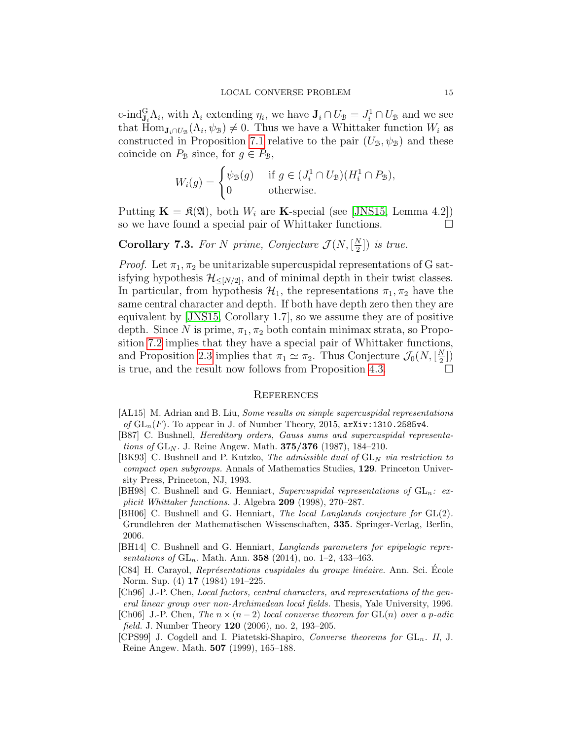c-ind$_{\mathbf{J}_i}^{\mathrm{G}}\Lambda_i$, with $\Lambda_i$ extending $\eta_i$, we have $\mathbf{J}_i \cap U_{\mathfrak{B}} = J_i^1 \cap U_{\mathfrak{B}}$ and we see that $\mathrm{Hom}_{\mathbf{J}_i\cap U_{\mathfrak{B}}}(\Lambda_i, \psi_{\mathfrak{B}}) \neq 0$. Thus we have a Whittaker function $W_i$ as constructed in Proposition 7.1 relative to the pair $(U_{\mathfrak{B}}, \psi_{\mathfrak{B}})$ and these coincide on $P_{\mathfrak{B}}$ since, for $g \in P_{\mathfrak{B}}$,

$$W_i(g) = \begin{cases} \psi_{\mathfrak{B}}(g) & \text{if } g \in (J_i^1 \cap U_{\mathfrak{B}})(H_i^1 \cap P_{\mathfrak{B}}), \\ 0 & \text{otherwise.} \end{cases}$$

Putting $\mathbf{K} = \mathfrak{K}(\mathfrak{A})$, both $W_i$ are $\mathbf{K}$-special (see [JNS15, Lemma 4.2]) so we have found a special pair of Whittaker functions. □

**Corollary 7.3.** *For $N$ prime, Conjecture $\mathcal{J}(N, [\frac{N}{2}])$ is true.*

*Proof.* Let $\pi_1, \pi_2$ be unitarizable supercuspidal representations of G satisfying hypothesis $\mathcal{H}_{\leq[N/2]}$, and of minimal depth in their twist classes. In particular, from hypothesis $\mathcal{H}_1$, the representations $\pi_1, \pi_2$ have the same central character and depth. If both have depth zero then they are equivalent by [JNS15, Corollary 1.7], so we assume they are of positive depth. Since $N$ is prime, $\pi_1, \pi_2$ both contain minimax strata, so Proposition 7.2 implies that they have a special pair of Whittaker functions, and Proposition 2.3 implies that $\pi_1 \simeq \pi_2$. Thus Conjecture $\mathcal{J}_0(N, [\frac{N}{2}])$ is true, and the result now follows from Proposition 4.3. □

## References

[AL15] M. Adrian and B. Liu, *Some results on simple supercuspidal representations of* $\mathrm{GL}_n(F)$. To appear in J. of Number Theory, 2015, `arXiv:1310.2585v4`.

[B87] C. Bushnell, *Hereditary orders, Gauss sums and supercuspidal representations of* $\mathrm{GL}_N$. J. Reine Angew. Math. **375/376** (1987), 184–210.

[BK93] C. Bushnell and P. Kutzko, *The admissible dual of* $\mathrm{GL}_N$ *via restriction to compact open subgroups.* Annals of Mathematics Studies, **129**. Princeton University Press, Princeton, NJ, 1993.

[BH98] C. Bushnell and G. Henniart, *Supercuspidal representations of* $\mathrm{GL}_n$*: explicit Whittaker functions.* J. Algebra **209** (1998), 270–287.

[BH06] C. Bushnell and G. Henniart, *The local Langlands conjecture for* GL(2). Grundlehren der Mathematischen Wissenschaften, **335**. Springer-Verlag, Berlin, 2006.

[BH14] C. Bushnell and G. Henniart, *Langlands parameters for epipelagic representations of* $\mathrm{GL}_n$. Math. Ann. **358** (2014), no. 1–2, 433–463.

[C84] H. Carayol, *Représentations cuspidales du groupe linéaire.* Ann. Sci. École Norm. Sup. (4) **17** (1984) 191–225.

[Ch96] J.-P. Chen, *Local factors, central characters, and representations of the general linear group over non-Archimedean local fields.* Thesis, Yale University, 1996.

[Ch06] J.-P. Chen, *The* $n \times (n-2)$ *local converse theorem for* GL($n$) *over a p-adic field.* J. Number Theory **120** (2006), no. 2, 193–205.

[CPS99] J. Cogdell and I. Piatetski-Shapiro, *Converse theorems for* $\mathrm{GL}_n$*. II*, J. Reine Angew. Math. **507** (1999), 165–188.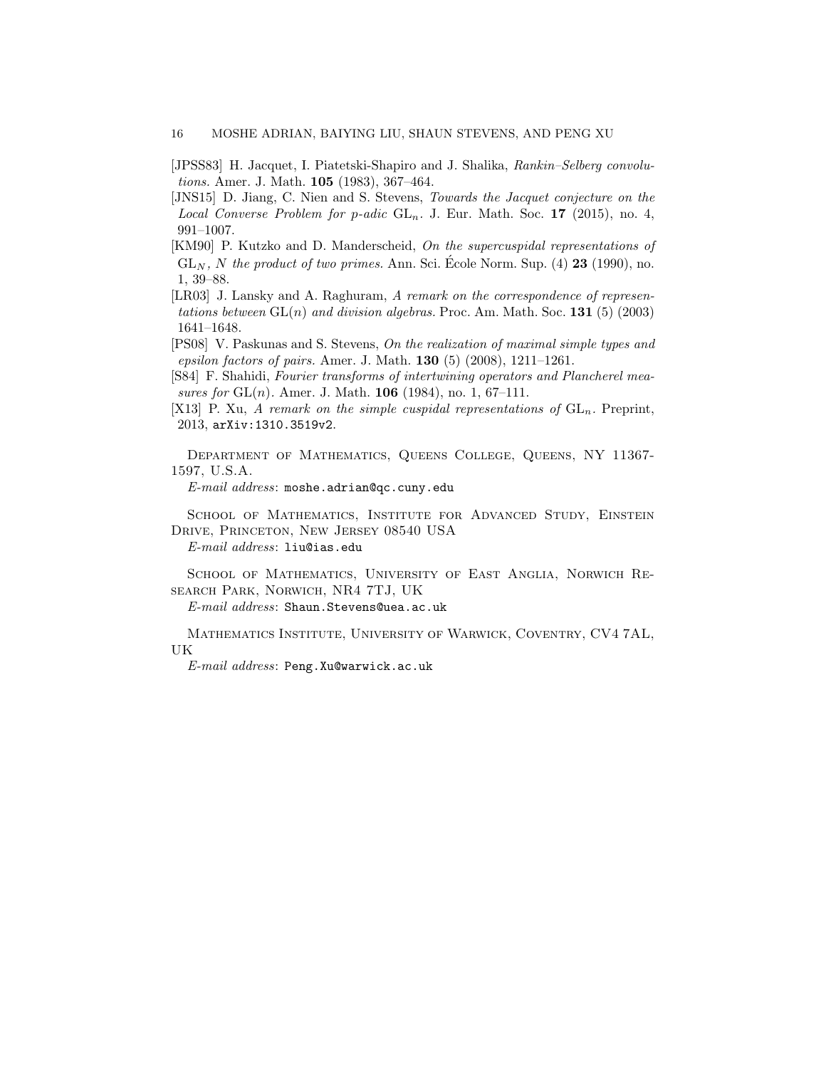[JPSS83] H. Jacquet, I. Piatetski-Shapiro and J. Shalika, *Rankin–Selberg convolutions.* Amer. J. Math. **105** (1983), 367–464.

[JNS15] D. Jiang, C. Nien and S. Stevens, *Towards the Jacquet conjecture on the Local Converse Problem for p-adic* $\mathrm{GL}_n$. J. Eur. Math. Soc. **17** (2015), no. 4, 991–1007.

[KM90] P. Kutzko and D. Manderscheid, *On the supercuspidal representations of* $\mathrm{GL}_N$*, N the product of two primes.* Ann. Sci. École Norm. Sup. (4) **23** (1990), no. 1, 39–88.

[LR03] J. Lansky and A. Raghuram, *A remark on the correspondence of representations between* $\mathrm{GL}(n)$ *and division algebras.* Proc. Am. Math. Soc. **131** (5) (2003) 1641–1648.

[PS08] V. Paskunas and S. Stevens, *On the realization of maximal simple types and epsilon factors of pairs.* Amer. J. Math. **130** (5) (2008), 1211–1261.

[S84] F. Shahidi, *Fourier transforms of intertwining operators and Plancherel measures for* $\mathrm{GL}(n)$. Amer. J. Math. **106** (1984), no. 1, 67–111.

[X13] P. Xu, *A remark on the simple cuspidal representations of* $\mathrm{GL}_n$. Preprint, 2013, `arXiv:1310.3519v2`.

Department of Mathematics, Queens College, Queens, NY 11367-1597, U.S.A.

*E-mail address*: `moshe.adrian@qc.cuny.edu`

School of Mathematics, Institute for Advanced Study, Einstein Drive, Princeton, New Jersey 08540 USA

*E-mail address*: `liu@ias.edu`

School of Mathematics, University of East Anglia, Norwich Research Park, Norwich, NR4 7TJ, UK

*E-mail address*: `Shaun.Stevens@uea.ac.uk`

Mathematics Institute, University of Warwick, Coventry, CV4 7AL, UK

*E-mail address*: `Peng.Xu@warwick.ac.uk`